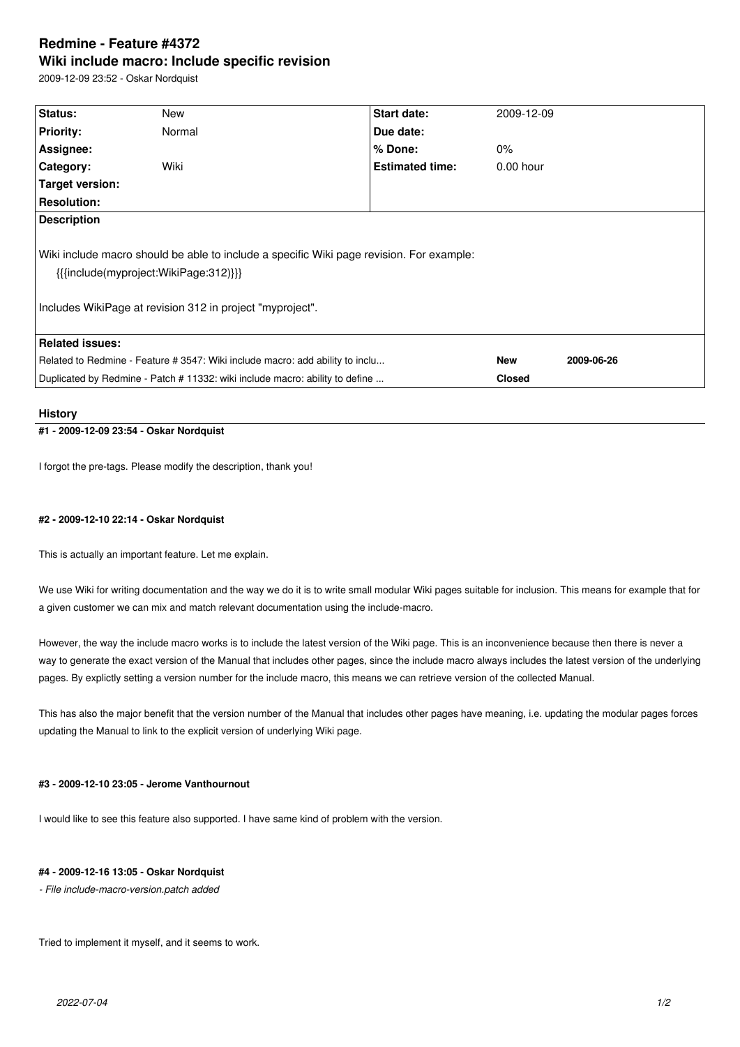# Redmine - Feature #4372

## Wiki include macro: Include specific revision

2009-12-09 23:52 - Oskar Nordquist

| Status: | New | Start date: | 2009-12-09 |
| --- | --- | --- | --- |
| Priority: | Normal | Due date: | |
| Assignee: | | % Done: | 0% |
| Category: | Wiki | Estimated time: | 0.00 hour |
| Target version: | | | |
| Resolution: | | | |

**Description**

Wiki include macro should be able to include a specific Wiki page revision. For example:

{{{include(myproject:WikiPage:312)}}}

Includes WikiPage at revision 312 in project "myproject".

**Related issues:**

| | | |
| --- | --- | --- |
| Related to Redmine - Feature # 3547: Wiki include macro: add ability to inclu... | **New** | **2009-06-26** |
| Duplicated by Redmine - Patch # 11332: wiki include macro: ability to define ... | **Closed** | |

## History

#### #1 - 2009-12-09 23:54 - Oskar Nordquist

I forgot the pre-tags. Please modify the description, thank you!

#### #2 - 2009-12-10 22:14 - Oskar Nordquist

This is actually an important feature. Let me explain.

We use Wiki for writing documentation and the way we do it is to write small modular Wiki pages suitable for inclusion. This means for example that for a given customer we can mix and match relevant documentation using the include-macro.

However, the way the include macro works is to include the latest version of the Wiki page. This is an inconvenience because then there is never a way to generate the exact version of the Manual that includes other pages, since the include macro always includes the latest version of the underlying pages. By explictly setting a version number for the include macro, this means we can retrieve version of the collected Manual.

This has also the major benefit that the version number of the Manual that includes other pages have meaning, i.e. updating the modular pages forces updating the Manual to link to the explicit version of underlying Wiki page.

#### #3 - 2009-12-10 23:05 - Jerome Vanthournout

I would like to see this feature also supported. I have same kind of problem with the version.

#### #4 - 2009-12-16 13:05 - Oskar Nordquist

*- File include-macro-version.patch added*

Tried to implement it myself, and it seems to work.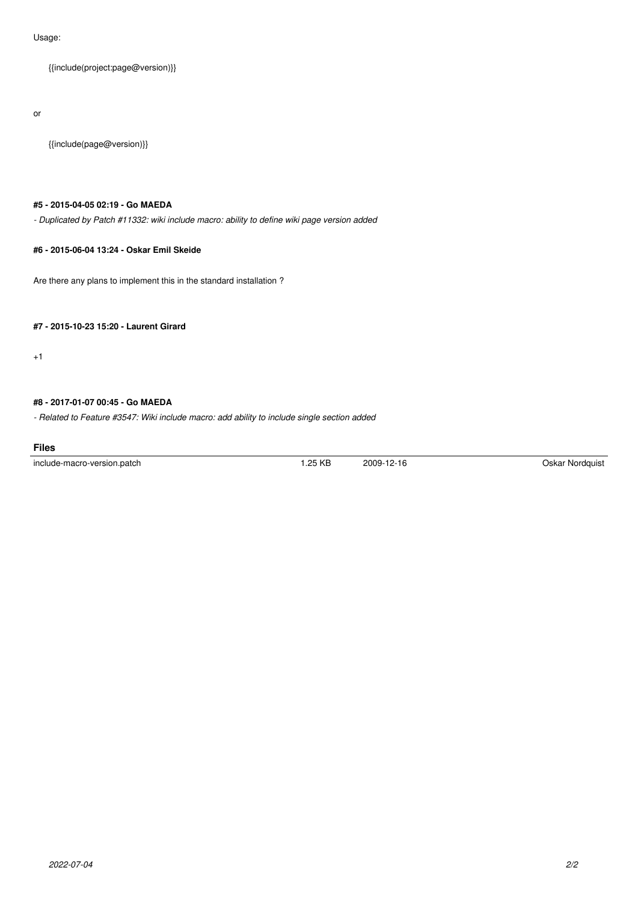Usage:

```
{{include(project:page@version)}}
```

or

```
{{include(page@version)}}
```

#### #5 - 2015-04-05 02:19 - Go MAEDA

*- Duplicated by Patch #11332: wiki include macro: ability to define wiki page version added*

#### #6 - 2015-06-04 13:24 - Oskar Emil Skeide

Are there any plans to implement this in the standard installation ?

#### #7 - 2015-10-23 15:20 - Laurent Girard

+1

#### #8 - 2017-01-07 00:45 - Go MAEDA

*- Related to Feature #3547: Wiki include macro: add ability to include single section added*

### Files

| | | | |
|---|---|---|---|
| include-macro-version.patch | 1.25 KB | 2009-12-16 | Oskar Nordquist |